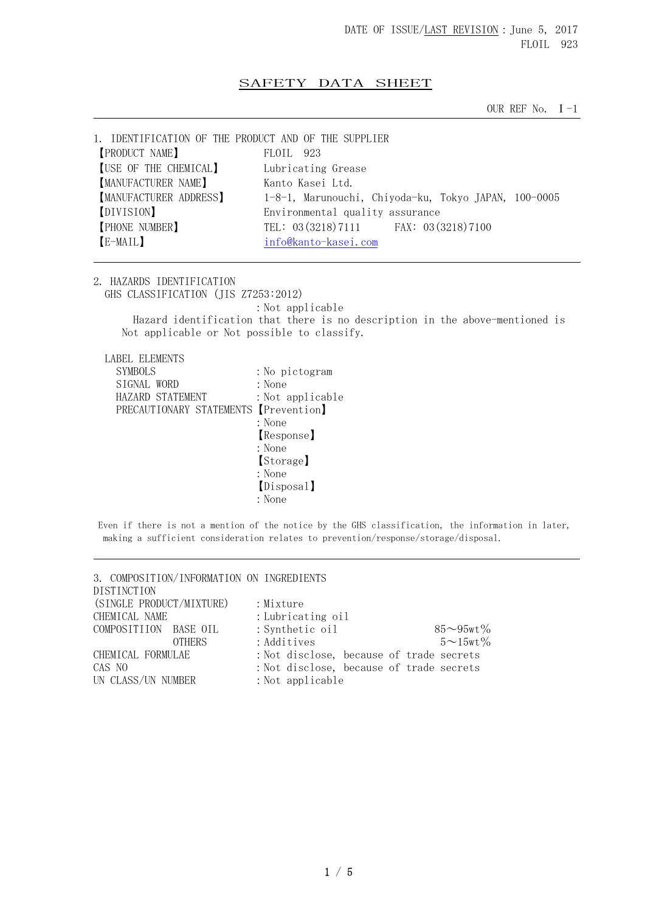DATE OF ISSUE/LAST REVISION：June 5, 2017
FLOIL 923

# SAFETY DATA SHEET

OUR REF No. Ⅰ-1

## 1. IDENTIFICATION OF THE PRODUCT AND OF THE SUPPLIER

【PRODUCT NAME】 FLOIL 923
【USE OF THE CHEMICAL】 Lubricating Grease
【MANUFACTURER NAME】 Kanto Kasei Ltd.
【MANUFACTURER ADDRESS】 1-8-1, Marunouchi, Chiyoda-ku, Tokyo JAPAN, 100-0005
【DIVISION】 Environmental quality assurance
【PHONE NUMBER】 TEL: 03(3218)7111 FAX: 03(3218)7100
【E-MAIL】 info@kanto-kasei.com

## 2. HAZARDS IDENTIFICATION

GHS CLASSIFICATION (JIS Z7253:2012)
：Not applicable

Hazard identification that there is no description in the above-mentioned is Not applicable or Not possible to classify.

LABEL ELEMENTS

SYMBOLS ：No pictogram
SIGNAL WORD ：None
HAZARD STATEMENT ：Not applicable
PRECAUTIONARY STATEMENTS
【Prevention】
：None
【Response】
：None
【Storage】
：None
【Disposal】
：None

Even if there is not a mention of the notice by the GHS classification, the information in later, making a sufficient consideration relates to prevention/response/storage/disposal.

## 3. COMPOSITION/INFORMATION ON INGREDIENTS

DISTINCTION
(SINGLE PRODUCT/MIXTURE) ：Mixture
CHEMICAL NAME ：Lubricating oil
COMPOSITIION BASE OIL ：Synthetic oil 85～95wt%
OTHERS ：Additives 5～15wt%
CHEMICAL FORMULAE ：Not disclose, because of trade secrets
CAS NO ：Not disclose, because of trade secrets
UN CLASS/UN NUMBER ：Not applicable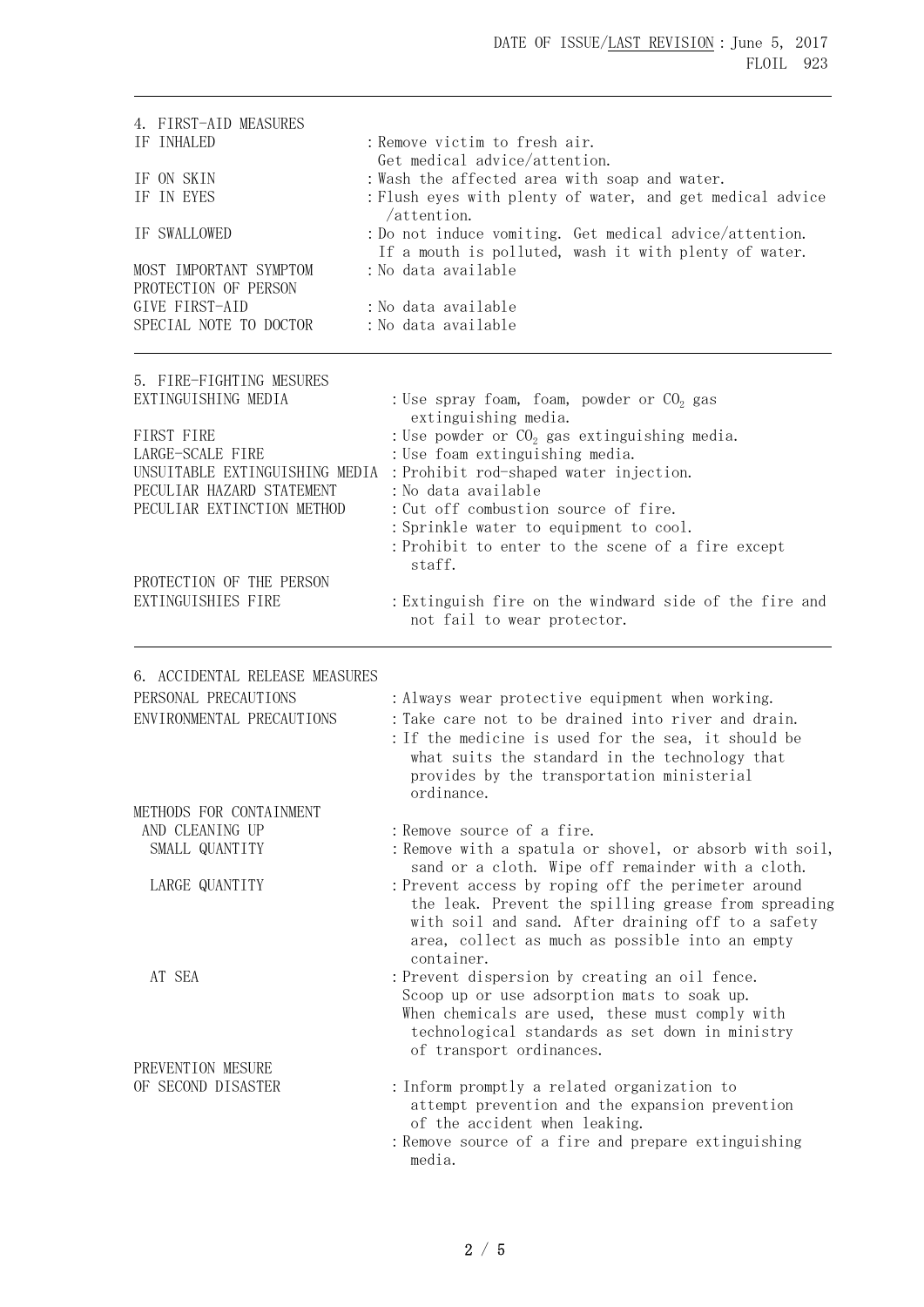## 4. FIRST-AID MEASURES

| | |
|---|---|
| IF INHALED | : Remove victim to fresh air. Get medical advice/attention. |
| IF ON SKIN | : Wash the affected area with soap and water. |
| IF IN EYES | : Flush eyes with plenty of water, and get medical advice /attention. |
| IF SWALLOWED | : Do not induce vomiting. Get medical advice/attention. If a mouth is polluted, wash it with plenty of water. |
| MOST IMPORTANT SYMPTOM | : No data available |
| PROTECTION OF PERSON GIVE FIRST-AID | : No data available |
| SPECIAL NOTE TO DOCTOR | : No data available |

## 5. FIRE-FIGHTING MESURES

| | |
|---|---|
| EXTINGUISHING MEDIA | : Use spray foam, foam, powder or $CO_2$ gas extinguishing media. |
| FIRST FIRE | : Use powder or $CO_2$ gas extinguishing media. |
| LARGE-SCALE FIRE | : Use foam extinguishing media. |
| UNSUITABLE EXTINGUISHING MEDIA | : Prohibit rod-shaped water injection. |
| PECULIAR HAZARD STATEMENT | : No data available |
| PECULIAR EXTINCTION METHOD | : Cut off combustion source of fire.<br>: Sprinkle water to equipment to cool.<br>: Prohibit to enter to the scene of a fire except staff. |
| PROTECTION OF THE PERSON EXTINGUISHIES FIRE | : Extinguish fire on the windward side of the fire and not fail to wear protector. |

## 6. ACCIDENTAL RELEASE MEASURES

| | |
|---|---|
| PERSONAL PRECAUTIONS | : Always wear protective equipment when working. |
| ENVIRONMENTAL PRECAUTIONS | : Take care not to be drained into river and drain.<br>: If the medicine is used for the sea, it should be what suits the standard in the technology that provides by the transportation ministerial ordinance. |
| METHODS FOR CONTAINMENT AND CLEANING UP | : Remove source of a fire. |
| SMALL QUANTITY | : Remove with a spatula or shovel, or absorb with soil, sand or a cloth. Wipe off remainder with a cloth. |
| LARGE QUANTITY | : Prevent access by roping off the perimeter around the leak. Prevent the spilling grease from spreading with soil and sand. After draining off to a safety area, collect as much as possible into an empty container. |
| AT SEA | : Prevent dispersion by creating an oil fence. Scoop up or use adsorption mats to soak up. When chemicals are used, these must comply with technological standards as set down in ministry of transport ordinances. |
| PREVENTION MESURE OF SECOND DISASTER | : Inform promptly a related organization to attempt prevention and the expansion prevention of the accident when leaking.<br>: Remove source of a fire and prepare extinguishing media. |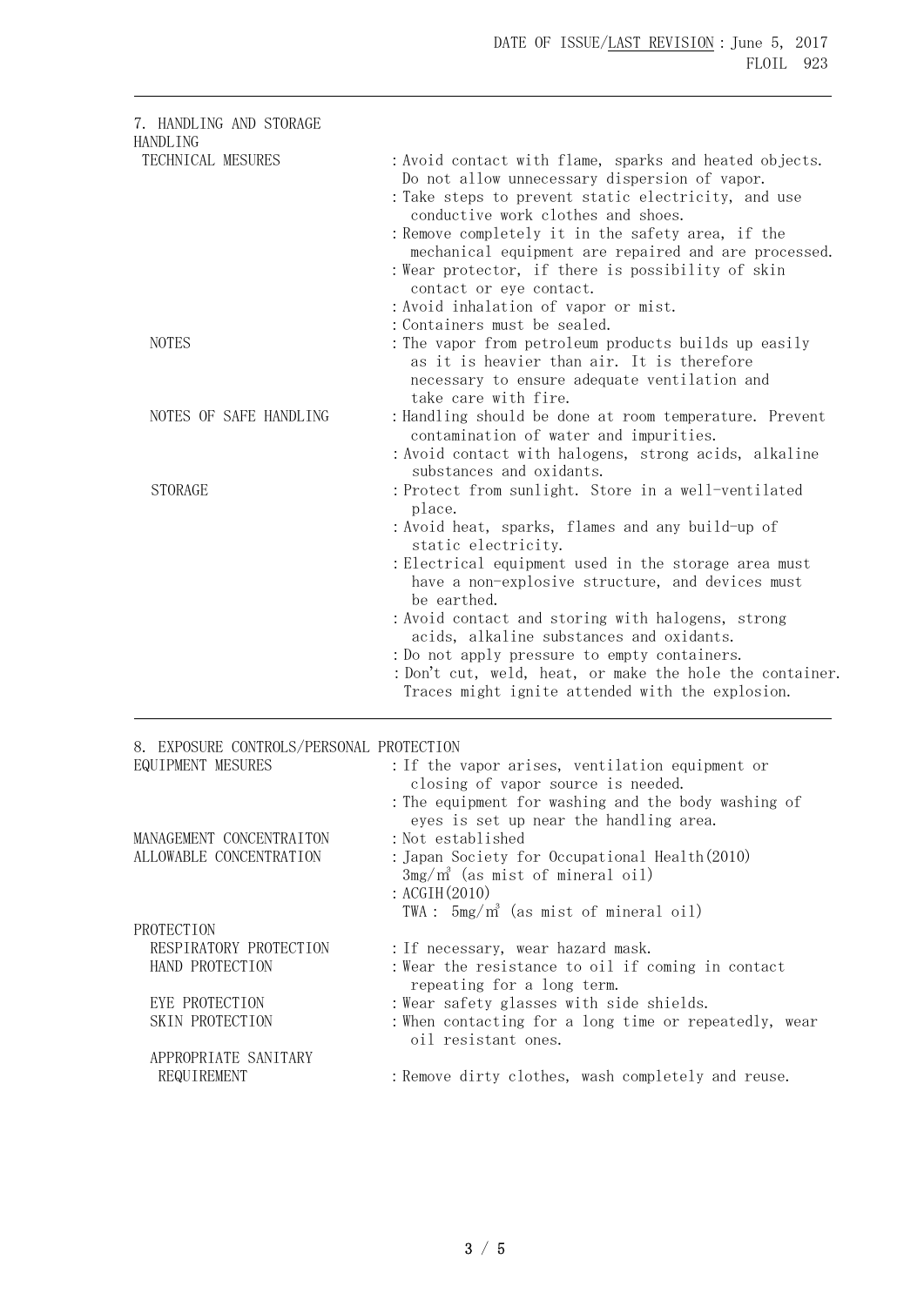## 7. HANDLING AND STORAGE

### HANDLING

**TECHNICAL MESURES**
- : Avoid contact with flame, sparks and heated objects. Do not allow unnecessary dispersion of vapor.
- : Take steps to prevent static electricity, and use conductive work clothes and shoes.
- : Remove completely it in the safety area, if the mechanical equipment are repaired and are processed.
- : Wear protector, if there is possibility of skin contact or eye contact.
- : Avoid inhalation of vapor or mist.
- : Containers must be sealed.

**NOTES**
- : The vapor from petroleum products builds up easily as it is heavier than air. It is therefore necessary to ensure adequate ventilation and take care with fire.

**NOTES OF SAFE HANDLING**
- : Handling should be done at room temperature. Prevent contamination of water and impurities.
- : Avoid contact with halogens, strong acids, alkaline substances and oxidants.

**STORAGE**
- : Protect from sunlight. Store in a well-ventilated place.
- : Avoid heat, sparks, flames and any build-up of static electricity.
- : Electrical equipment used in the storage area must have a non-explosive structure, and devices must be earthed.
- : Avoid contact and storing with halogens, strong acids, alkaline substances and oxidants.
- : Do not apply pressure to empty containers.
- : Don't cut, weld, heat, or make the hole the container. Traces might ignite attended with the explosion.

---

## 8. EXPOSURE CONTROLS/PERSONAL PROTECTION

**EQUIPMENT MESURES**
- : If the vapor arises, ventilation equipment or closing of vapor source is needed.
- : The equipment for washing and the body washing of eyes is set up near the handling area.

**MANAGEMENT CONCENTRAITON**
- : Not established

**ALLOWABLE CONCENTRATION**
- : Japan Society for Occupational Health(2010)
  $3mg/m^3$ (as mist of mineral oil)
- : ACGIH(2010)
  TWA : $5mg/m^3$ (as mist of mineral oil)

### PROTECTION

**RESPIRATORY PROTECTION**
- : If necessary, wear hazard mask.

**HAND PROTECTION**
- : Wear the resistance to oil if coming in contact repeating for a long term.

**EYE PROTECTION**
- : Wear safety glasses with side shields.

**SKIN PROTECTION**
- : When contacting for a long time or repeatedly, wear oil resistant ones.

**APPROPRIATE SANITARY REQUIREMENT**
- : Remove dirty clothes, wash completely and reuse.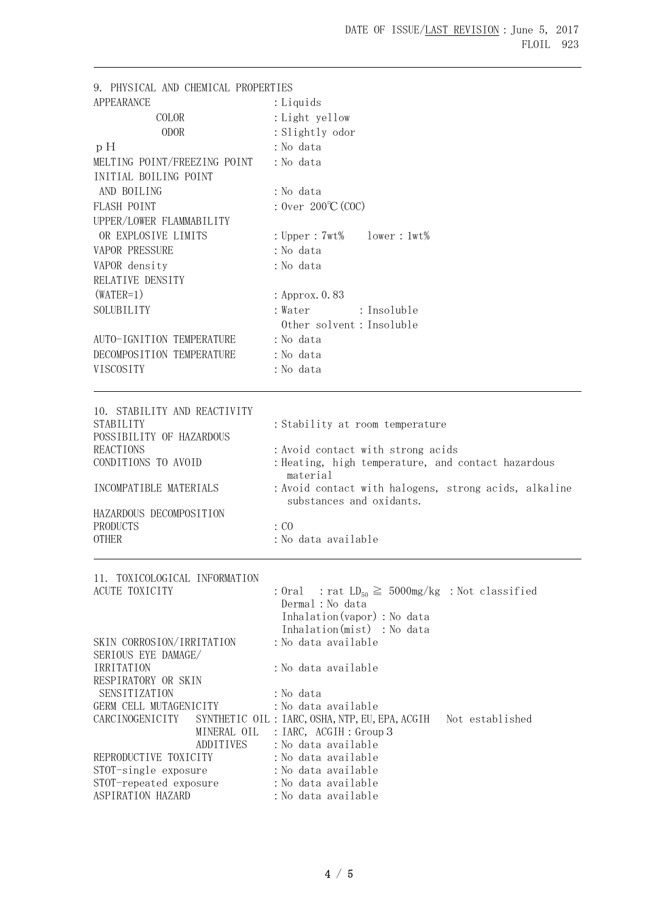## 9. PHYSICAL AND CHEMICAL PROPERTIES

| | |
|---|---|
| APPEARANCE | : Liquids |
| COLOR | : Light yellow |
| ODOR | : Slightly odor |
| pH | : No data |
| MELTING POINT/FREEZING POINT | : No data |
| INITIAL BOILING POINT AND BOILING | : No data |
| FLASH POINT | : Over 200℃(COC) |
| UPPER/LOWER FLAMMABILITY OR EXPLOSIVE LIMITS | : Upper : 7wt%　lower : 1wt% |
| VAPOR PRESSURE | : No data |
| VAPOR density | : No data |
| RELATIVE DENSITY (WATER=1) | : Approx. 0.83 |
| SOLUBILITY | : Water : Insoluble<br>Other solvent : Insoluble |
| AUTO-IGNITION TEMPERATURE | : No data |
| DECOMPOSITION TEMPERATURE | : No data |
| VISCOSITY | : No data |

## 10. STABILITY AND REACTIVITY

| | |
|---|---|
| STABILITY | : Stability at room temperature |
| POSSIBILITY OF HAZARDOUS REACTIONS | : Avoid contact with strong acids |
| CONDITIONS TO AVOID | : Heating, high temperature, and contact hazardous material |
| INCOMPATIBLE MATERIALS | : Avoid contact with halogens, strong acids, alkaline substances and oxidants. |
| HAZARDOUS DECOMPOSITION PRODUCTS | : CO |
| OTHER | : No data available |

## 11. TOXICOLOGICAL INFORMATION

| | |
|---|---|
| ACUTE TOXICITY | : Oral : rat $LD_{50} \geqq$ 5000mg/kg : Not classified<br>Dermal : No data<br>Inhalation(vapor) : No data<br>Inhalation(mist) : No data |
| SKIN CORROSION/IRRITATION | : No data available |
| SERIOUS EYE DAMAGE/ IRRITATION | : No data available |
| RESPIRATORY OR SKIN SENSITIZATION | : No data |
| GERM CELL MUTAGENICITY | : No data available |
| CARCINOGENICITY SYNTHETIC OIL | : IARC, OSHA, NTP, EU, EPA, ACGIH　Not established |
| MINERAL OIL | : IARC, ACGIH : Group 3 |
| ADDITIVES | : No data available |
| REPRODUCTIVE TOXICITY | : No data available |
| STOT-single exposure | : No data available |
| STOT-repeated exposure | : No data available |
| ASPIRATION HAZARD | : No data available |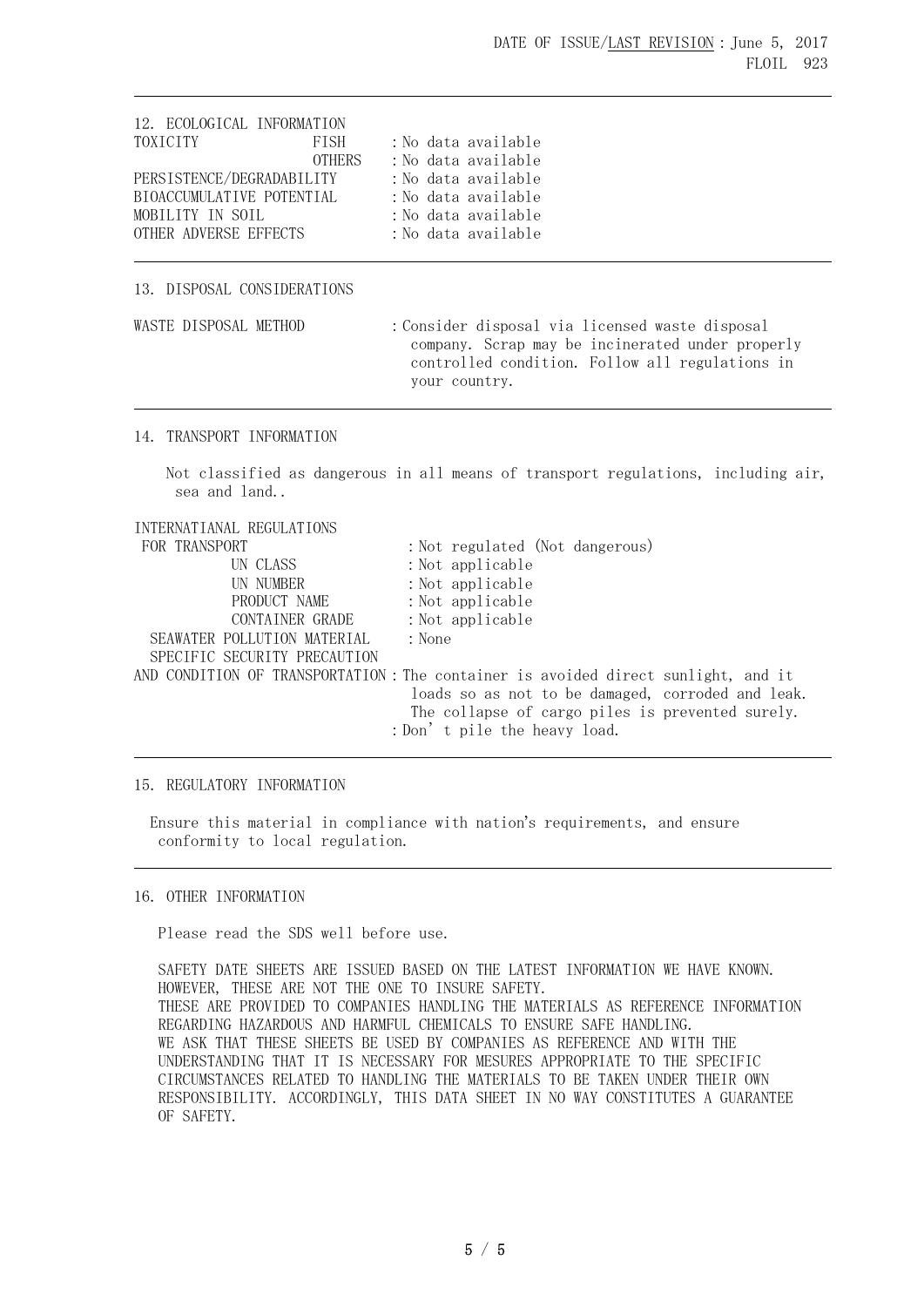## 12. ECOLOGICAL INFORMATION

| | | |
|---|---|---|
| TOXICITY | FISH | : No data available |
| | OTHERS | : No data available |
| PERSISTENCE/DEGRADABILITY | | : No data available |
| BIOACCUMULATIVE POTENTIAL | | : No data available |
| MOBILITY IN SOIL | | : No data available |
| OTHER ADVERSE EFFECTS | | : No data available |

## 13. DISPOSAL CONSIDERATIONS

WASTE DISPOSAL METHOD : Consider disposal via licensed waste disposal company. Scrap may be incinerated under properly controlled condition. Follow all regulations in your country.

## 14. TRANSPORT INFORMATION

Not classified as dangerous in all means of transport regulations, including air, sea and land..

| | |
|---|---|
| INTERNATIANAL REGULATIONS FOR TRANSPORT | : Not regulated (Not dangerous) |
| UN CLASS | : Not applicable |
| UN NUMBER | : Not applicable |
| PRODUCT NAME | : Not applicable |
| CONTAINER GRADE | : Not applicable |
| SEAWATER POLLUTION MATERIAL | : None |
| SPECIFIC SECURITY PRECAUTION AND CONDITION OF TRANSPORTATION | : The container is avoided direct sunlight, and it loads so as not to be damaged, corroded and leak. The collapse of cargo piles is prevented surely. |
| | : Don' t pile the heavy load. |

## 15. REGULATORY INFORMATION

Ensure this material in compliance with nation's requirements, and ensure conformity to local regulation.

## 16. OTHER INFORMATION

Please read the SDS well before use.

SAFETY DATE SHEETS ARE ISSUED BASED ON THE LATEST INFORMATION WE HAVE KNOWN. HOWEVER, THESE ARE NOT THE ONE TO INSURE SAFETY. THESE ARE PROVIDED TO COMPANIES HANDLING THE MATERIALS AS REFERENCE INFORMATION REGARDING HAZARDOUS AND HARMFUL CHEMICALS TO ENSURE SAFE HANDLING. WE ASK THAT THESE SHEETS BE USED BY COMPANIES AS REFERENCE AND WITH THE UNDERSTANDING THAT IT IS NECESSARY FOR MESURES APPROPRIATE TO THE SPECIFIC CIRCUMSTANCES RELATED TO HANDLING THE MATERIALS TO BE TAKEN UNDER THEIR OWN RESPONSIBILITY. ACCORDINGLY, THIS DATA SHEET IN NO WAY CONSTITUTES A GUARANTEE OF SAFETY.